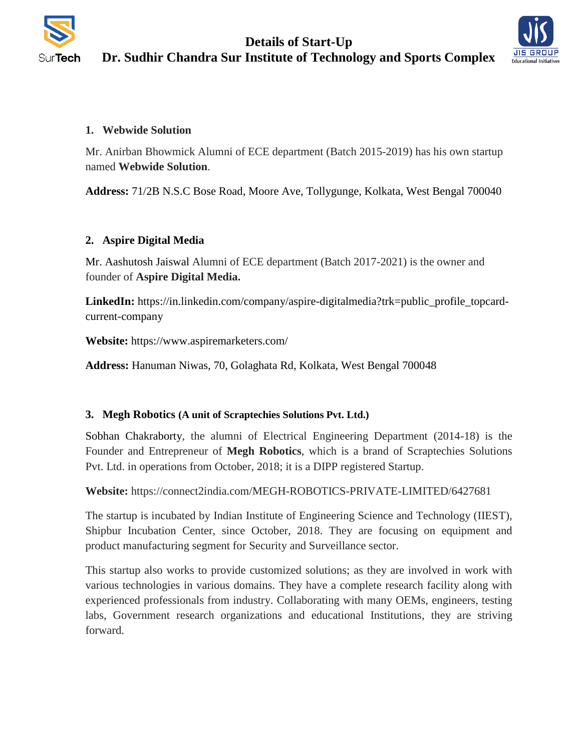# Details of Start-Up

## Dr. Sudhir Chandra Sur Institute of Technology and Sports Complex

### 1. Webwide Solution

Mr. Anirban Bhowmick Alumni of ECE department (Batch 2015-2019) has his own startup named **Webwide Solution**.

**Address:** 71/2B N.S.C Bose Road, Moore Ave, Tollygunge, Kolkata, West Bengal 700040

### 2. Aspire Digital Media

Mr. Aashutosh Jaiswal Alumni of ECE department (Batch 2017-2021) is the owner and founder of **Aspire Digital Media.**

**LinkedIn:** https://in.linkedin.com/company/aspire-digitalmedia?trk=public_profile_topcard-current-company

**Website:** https://www.aspiremarketers.com/

**Address:** Hanuman Niwas, 70, Golaghata Rd, Kolkata, West Bengal 700048

### 3. Megh Robotics (A unit of Scraptechies Solutions Pvt. Ltd.)

Sobhan Chakraborty, the alumni of Electrical Engineering Department (2014-18) is the Founder and Entrepreneur of **Megh Robotics**, which is a brand of Scraptechies Solutions Pvt. Ltd. in operations from October, 2018; it is a DIPP registered Startup.

**Website:** https://connect2india.com/MEGH-ROBOTICS-PRIVATE-LIMITED/6427681

The startup is incubated by Indian Institute of Engineering Science and Technology (IIEST), Shipbur Incubation Center, since October, 2018. They are focusing on equipment and product manufacturing segment for Security and Surveillance sector.

This startup also works to provide customized solutions; as they are involved in work with various technologies in various domains. They have a complete research facility along with experienced professionals from industry. Collaborating with many OEMs, engineers, testing labs, Government research organizations and educational Institutions, they are striving forward.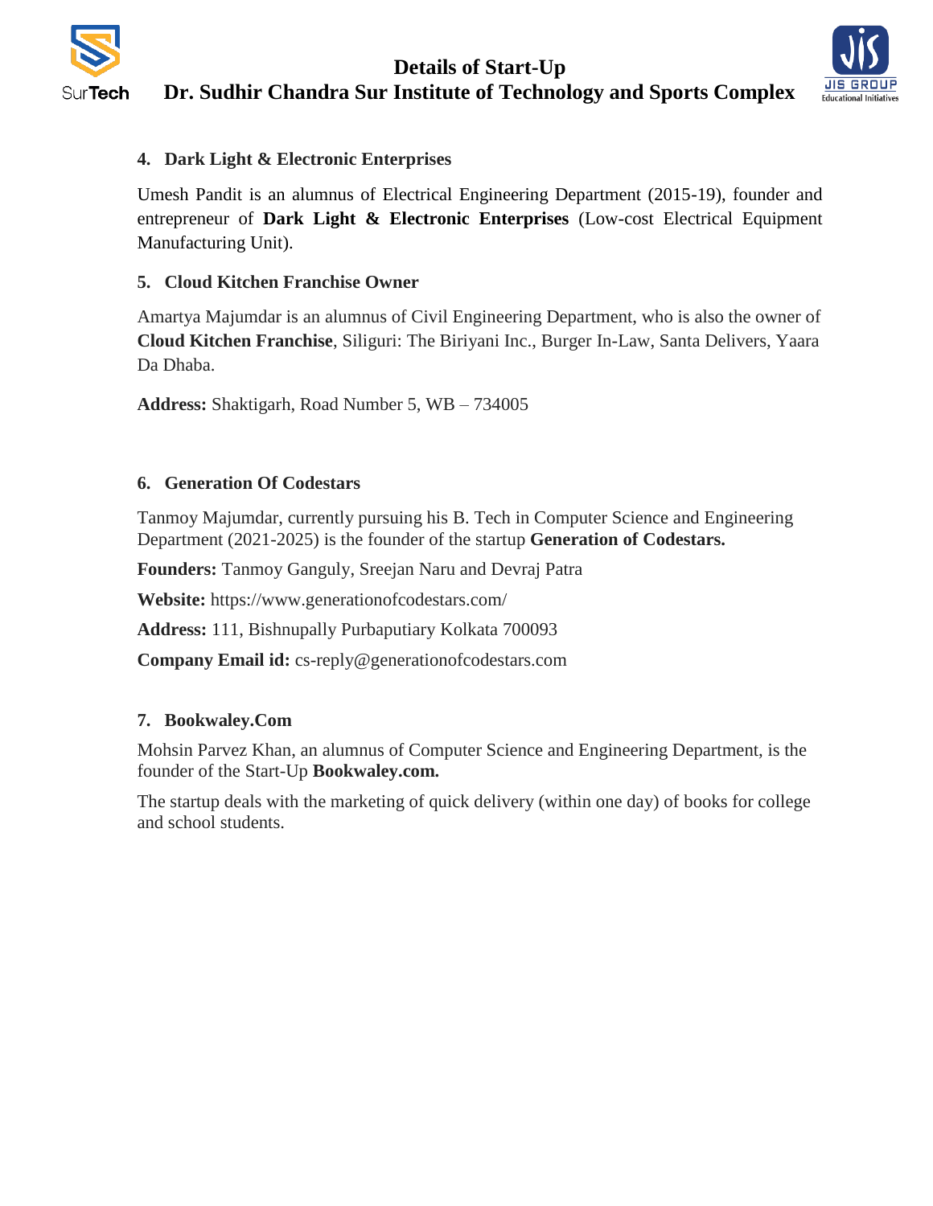### 4. Dark Light & Electronic Enterprises

Umesh Pandit is an alumnus of Electrical Engineering Department (2015-19), founder and entrepreneur of **Dark Light & Electronic Enterprises** (Low-cost Electrical Equipment Manufacturing Unit).

### 5. Cloud Kitchen Franchise Owner

Amartya Majumdar is an alumnus of Civil Engineering Department, who is also the owner of **Cloud Kitchen Franchise**, Siliguri: The Biriyani Inc., Burger In-Law, Santa Delivers, Yaara Da Dhaba.

**Address:** Shaktigarh, Road Number 5, WB – 734005

### 6. Generation Of Codestars

Tanmoy Majumdar, currently pursuing his B. Tech in Computer Science and Engineering Department (2021-2025) is the founder of the startup **Generation of Codestars.**

**Founders:** Tanmoy Ganguly, Sreejan Naru and Devraj Patra

**Website:** https://www.generationofcodestars.com/

**Address:** 111, Bishnupally Purbaputiary Kolkata 700093

**Company Email id:** cs-reply@generationofcodestars.com

### 7. Bookwaley.Com

Mohsin Parvez Khan, an alumnus of Computer Science and Engineering Department, is the founder of the Start-Up **Bookwaley.com.**

The startup deals with the marketing of quick delivery (within one day) of books for college and school students.